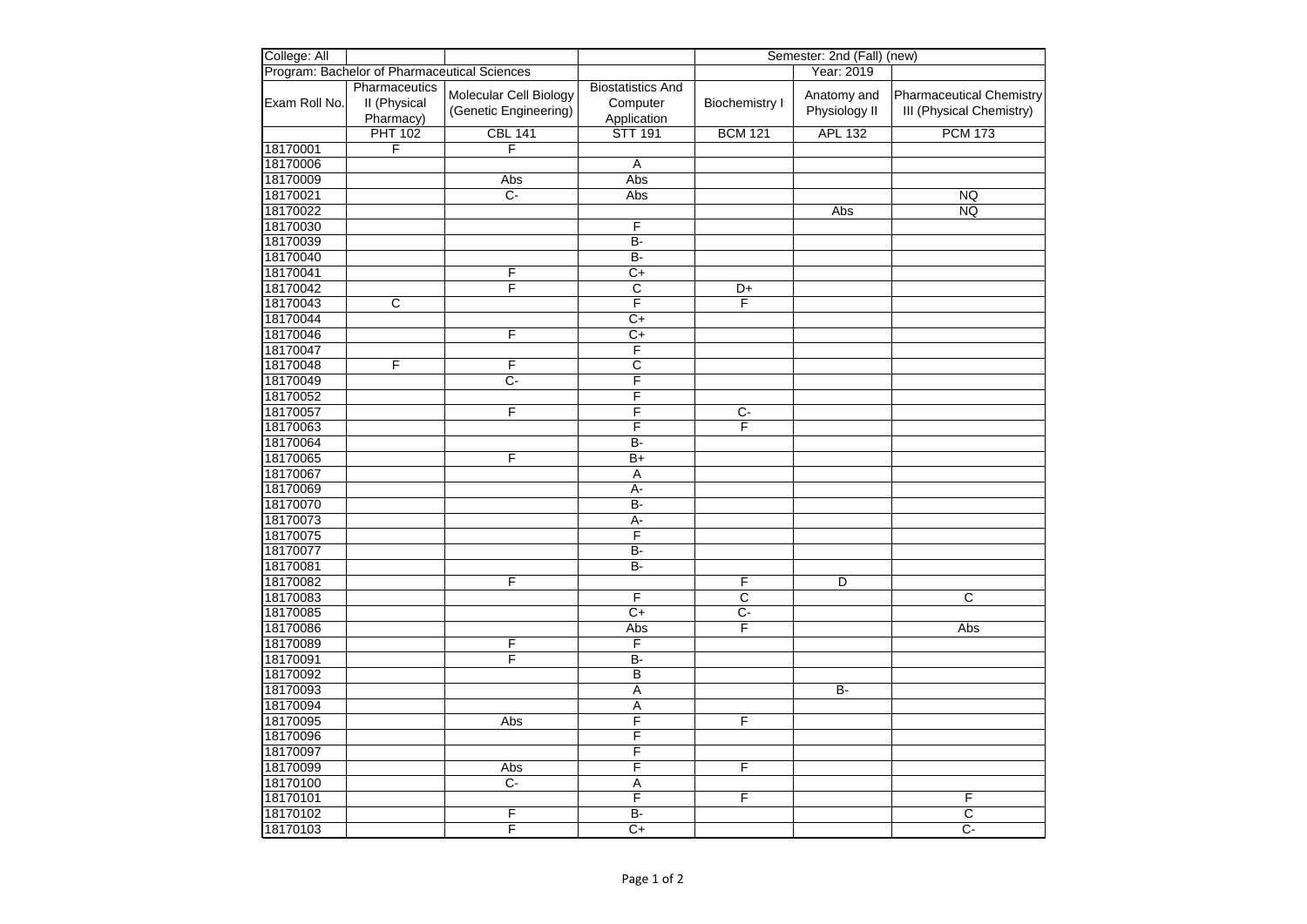| College: All | | | | Semester: 2nd (Fall) (new) | | |
|---|---|---|---|---|---|---|
| Program: Bachelor of Pharmaceutical Sciences | | | | | Year: 2019 | |
| Exam Roll No. | Pharmaceutics II (Physical Pharmacy) | Molecular Cell Biology (Genetic Engineering) | Biostatistics And Computer Application | Biochemistry I | Anatomy and Physiology II | Pharmaceutical Chemistry III (Physical Chemistry) |
| | PHT 102 | CBL 141 | STT 191 | BCM 121 | APL 132 | PCM 173 |
| 18170001 | F | F | | | | |
| 18170006 | | | A | | | |
| 18170009 | | Abs | Abs | | | |
| 18170021 | | C- | Abs | | | NQ |
| 18170022 | | | | | Abs | NQ |
| 18170030 | | | F | | | |
| 18170039 | | | B- | | | |
| 18170040 | | | B- | | | |
| 18170041 | | F | C+ | | | |
| 18170042 | | F | C | D+ | | |
| 18170043 | C | | F | F | | |
| 18170044 | | | C+ | | | |
| 18170046 | | F | C+ | | | |
| 18170047 | | | F | | | |
| 18170048 | F | F | C | | | |
| 18170049 | | C- | F | | | |
| 18170052 | | | F | | | |
| 18170057 | | F | F | C- | | |
| 18170063 | | | F | F | | |
| 18170064 | | | B- | | | |
| 18170065 | | F | B+ | | | |
| 18170067 | | | A | | | |
| 18170069 | | | A- | | | |
| 18170070 | | | B- | | | |
| 18170073 | | | A- | | | |
| 18170075 | | | F | | | |
| 18170077 | | | B- | | | |
| 18170081 | | | B- | | | |
| 18170082 | | F | | F | D | |
| 18170083 | | | F | C | | C |
| 18170085 | | | C+ | C- | | |
| 18170086 | | | Abs | F | | Abs |
| 18170089 | | F | F | | | |
| 18170091 | | F | B- | | | |
| 18170092 | | | B | | | |
| 18170093 | | | A | | B- | |
| 18170094 | | | A | | | |
| 18170095 | | Abs | F | F | | |
| 18170096 | | | F | | | |
| 18170097 | | | F | | | |
| 18170099 | | Abs | F | F | | |
| 18170100 | | C- | A | | | |
| 18170101 | | | F | F | | F |
| 18170102 | | F | B- | | | C |
| 18170103 | | F | C+ | | | C- |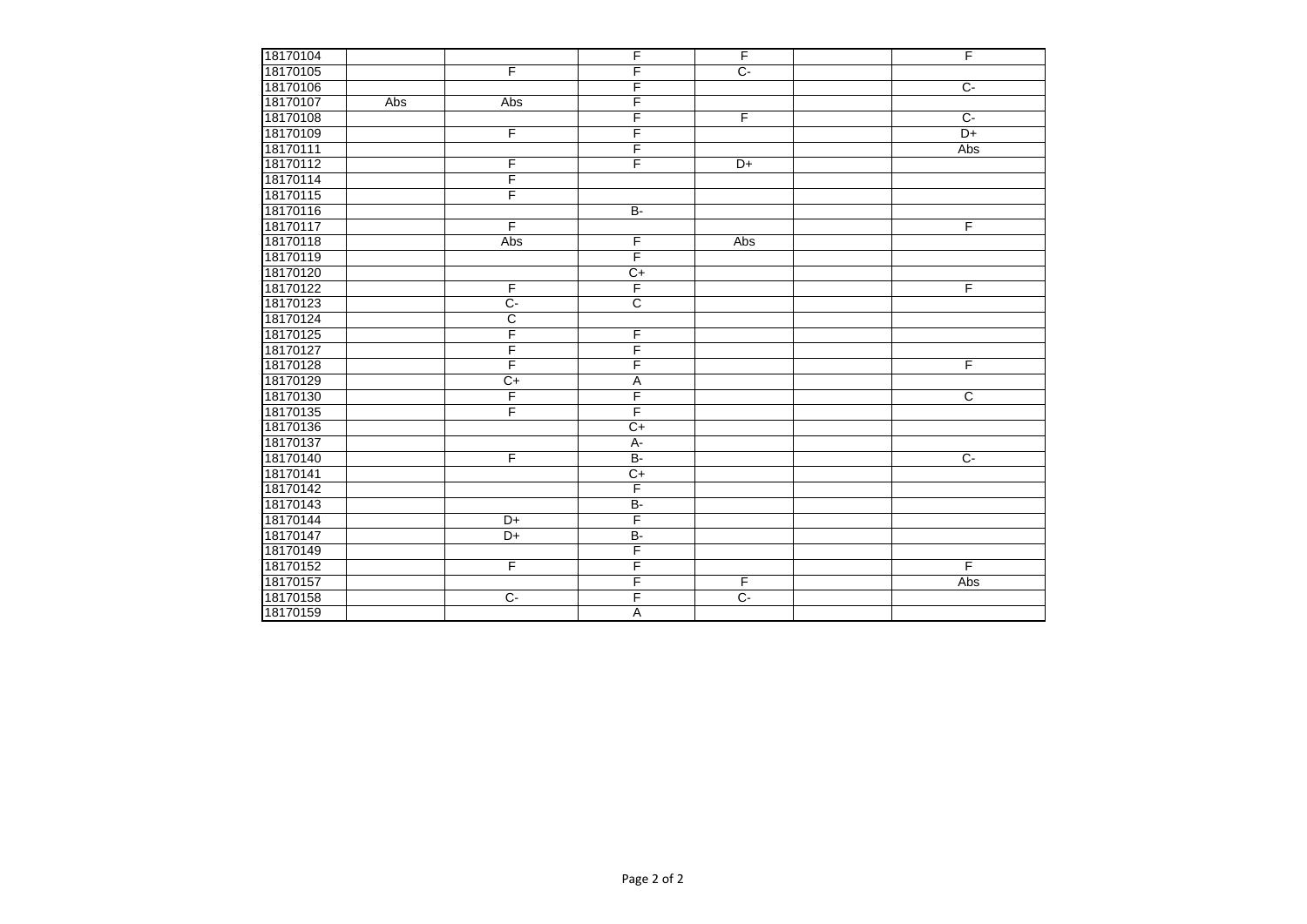| | | | | | | |
|---|---|---|---|---|---|---|
| 18170104 | | | F | F | | F |
| 18170105 | | F | F | C- | | |
| 18170106 | | | F | | | C- |
| 18170107 | Abs | Abs | F | | | |
| 18170108 | | | F | F | | C- |
| 18170109 | | F | F | | | D+ |
| 18170111 | | | F | | | Abs |
| 18170112 | | F | F | D+ | | |
| 18170114 | | F | | | | |
| 18170115 | | F | | | | |
| 18170116 | | | B- | | | |
| 18170117 | | F | | | | F |
| 18170118 | | Abs | F | Abs | | |
| 18170119 | | | F | | | |
| 18170120 | | | C+ | | | |
| 18170122 | | F | F | | | F |
| 18170123 | | C- | C | | | |
| 18170124 | | C | | | | |
| 18170125 | | F | F | | | |
| 18170127 | | F | F | | | |
| 18170128 | | F | F | | | F |
| 18170129 | | C+ | A | | | |
| 18170130 | | F | F | | | C |
| 18170135 | | F | F | | | |
| 18170136 | | | C+ | | | |
| 18170137 | | | A- | | | |
| 18170140 | | F | B- | | | C- |
| 18170141 | | | C+ | | | |
| 18170142 | | | F | | | |
| 18170143 | | | B- | | | |
| 18170144 | | D+ | F | | | |
| 18170147 | | D+ | B- | | | |
| 18170149 | | | F | | | |
| 18170152 | | F | F | | | F |
| 18170157 | | | F | F | | Abs |
| 18170158 | | C- | F | C- | | |
| 18170159 | | | A | | | |